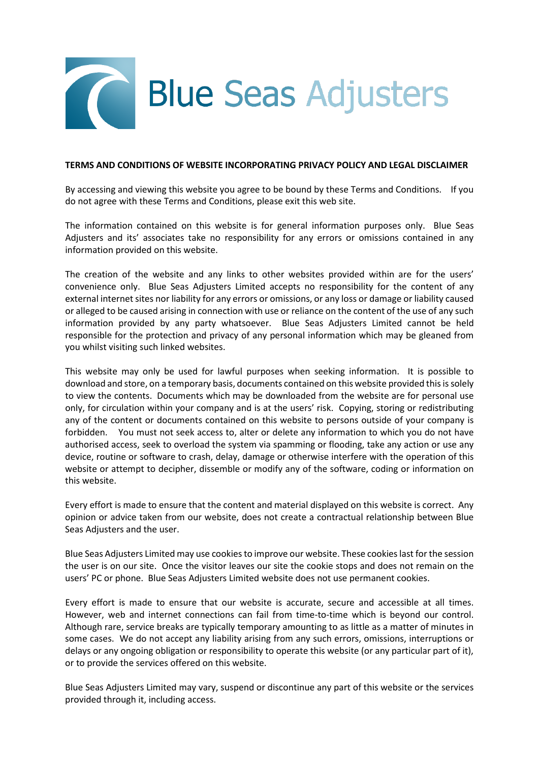Blue Seas Adjusters

**TERMS AND CONDITIONS OF WEBSITE INCORPORATING PRIVACY POLICY AND LEGAL DISCLAIMER**

By accessing and viewing this website you agree to be bound by these Terms and Conditions. If you do not agree with these Terms and Conditions, please exit this web site.

The information contained on this website is for general information purposes only. Blue Seas Adjusters and its' associates take no responsibility for any errors or omissions contained in any information provided on this website.

The creation of the website and any links to other websites provided within are for the users' convenience only. Blue Seas Adjusters Limited accepts no responsibility for the content of any external internet sites nor liability for any errors or omissions, or any loss or damage or liability caused or alleged to be caused arising in connection with use or reliance on the content of the use of any such information provided by any party whatsoever. Blue Seas Adjusters Limited cannot be held responsible for the protection and privacy of any personal information which may be gleaned from you whilst visiting such linked websites.

This website may only be used for lawful purposes when seeking information. It is possible to download and store, on a temporary basis, documents contained on this website provided this is solely to view the contents. Documents which may be downloaded from the website are for personal use only, for circulation within your company and is at the users' risk. Copying, storing or redistributing any of the content or documents contained on this website to persons outside of your company is forbidden. You must not seek access to, alter or delete any information to which you do not have authorised access, seek to overload the system via spamming or flooding, take any action or use any device, routine or software to crash, delay, damage or otherwise interfere with the operation of this website or attempt to decipher, dissemble or modify any of the software, coding or information on this website.

Every effort is made to ensure that the content and material displayed on this website is correct. Any opinion or advice taken from our website, does not create a contractual relationship between Blue Seas Adjusters and the user.

Blue Seas Adjusters Limited may use cookies to improve our website. These cookies last for the session the user is on our site. Once the visitor leaves our site the cookie stops and does not remain on the users' PC or phone. Blue Seas Adjusters Limited website does not use permanent cookies.

Every effort is made to ensure that our website is accurate, secure and accessible at all times. However, web and internet connections can fail from time-to-time which is beyond our control. Although rare, service breaks are typically temporary amounting to as little as a matter of minutes in some cases. We do not accept any liability arising from any such errors, omissions, interruptions or delays or any ongoing obligation or responsibility to operate this website (or any particular part of it), or to provide the services offered on this website.

Blue Seas Adjusters Limited may vary, suspend or discontinue any part of this website or the services provided through it, including access.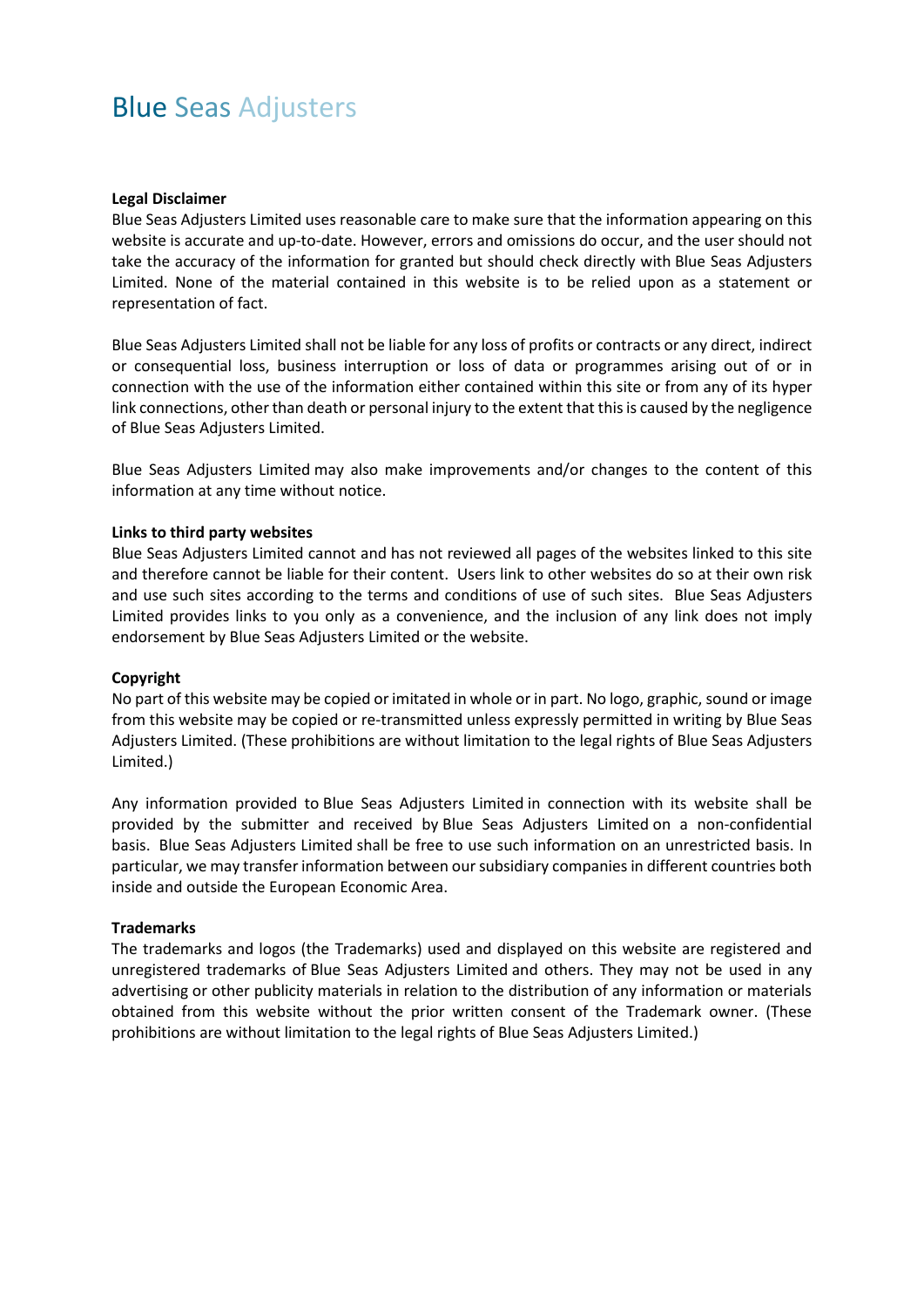# Blue Seas Adjusters

**Legal Disclaimer**

Blue Seas Adjusters Limited uses reasonable care to make sure that the information appearing on this website is accurate and up-to-date. However, errors and omissions do occur, and the user should not take the accuracy of the information for granted but should check directly with Blue Seas Adjusters Limited. None of the material contained in this website is to be relied upon as a statement or representation of fact.

Blue Seas Adjusters Limited shall not be liable for any loss of profits or contracts or any direct, indirect or consequential loss, business interruption or loss of data or programmes arising out of or in connection with the use of the information either contained within this site or from any of its hyper link connections, other than death or personal injury to the extent that this is caused by the negligence of Blue Seas Adjusters Limited.

Blue Seas Adjusters Limited may also make improvements and/or changes to the content of this information at any time without notice.

**Links to third party websites**

Blue Seas Adjusters Limited cannot and has not reviewed all pages of the websites linked to this site and therefore cannot be liable for their content. Users link to other websites do so at their own risk and use such sites according to the terms and conditions of use of such sites. Blue Seas Adjusters Limited provides links to you only as a convenience, and the inclusion of any link does not imply endorsement by Blue Seas Adjusters Limited or the website.

**Copyright**

No part of this website may be copied or imitated in whole or in part. No logo, graphic, sound or image from this website may be copied or re-transmitted unless expressly permitted in writing by Blue Seas Adjusters Limited. (These prohibitions are without limitation to the legal rights of Blue Seas Adjusters Limited.)

Any information provided to Blue Seas Adjusters Limited in connection with its website shall be provided by the submitter and received by Blue Seas Adjusters Limited on a non-confidential basis. Blue Seas Adjusters Limited shall be free to use such information on an unrestricted basis. In particular, we may transfer information between our subsidiary companies in different countries both inside and outside the European Economic Area.

**Trademarks**

The trademarks and logos (the Trademarks) used and displayed on this website are registered and unregistered trademarks of Blue Seas Adjusters Limited and others. They may not be used in any advertising or other publicity materials in relation to the distribution of any information or materials obtained from this website without the prior written consent of the Trademark owner. (These prohibitions are without limitation to the legal rights of Blue Seas Adjusters Limited.)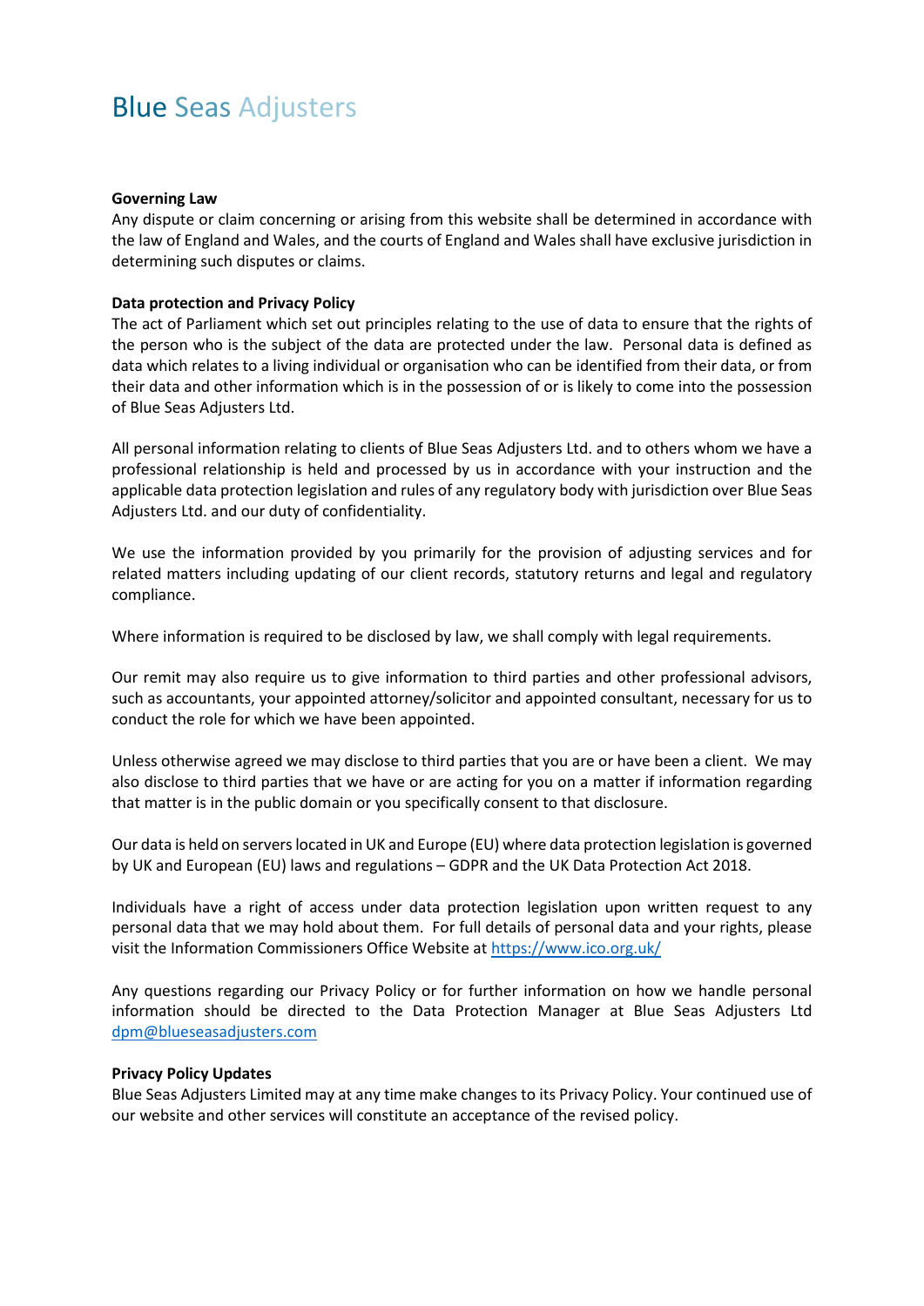# Blue Seas Adjusters

**Governing Law**

Any dispute or claim concerning or arising from this website shall be determined in accordance with the law of England and Wales, and the courts of England and Wales shall have exclusive jurisdiction in determining such disputes or claims.

**Data protection and Privacy Policy**

The act of Parliament which set out principles relating to the use of data to ensure that the rights of the person who is the subject of the data are protected under the law. Personal data is defined as data which relates to a living individual or organisation who can be identified from their data, or from their data and other information which is in the possession of or is likely to come into the possession of Blue Seas Adjusters Ltd.

All personal information relating to clients of Blue Seas Adjusters Ltd. and to others whom we have a professional relationship is held and processed by us in accordance with your instruction and the applicable data protection legislation and rules of any regulatory body with jurisdiction over Blue Seas Adjusters Ltd. and our duty of confidentiality.

We use the information provided by you primarily for the provision of adjusting services and for related matters including updating of our client records, statutory returns and legal and regulatory compliance.

Where information is required to be disclosed by law, we shall comply with legal requirements.

Our remit may also require us to give information to third parties and other professional advisors, such as accountants, your appointed attorney/solicitor and appointed consultant, necessary for us to conduct the role for which we have been appointed.

Unless otherwise agreed we may disclose to third parties that you are or have been a client. We may also disclose to third parties that we have or are acting for you on a matter if information regarding that matter is in the public domain or you specifically consent to that disclosure.

Our data is held on servers located in UK and Europe (EU) where data protection legislation is governed by UK and European (EU) laws and regulations – GDPR and the UK Data Protection Act 2018.

Individuals have a right of access under data protection legislation upon written request to any personal data that we may hold about them. For full details of personal data and your rights, please visit the Information Commissioners Office Website at https://www.ico.org.uk/

Any questions regarding our Privacy Policy or for further information on how we handle personal information should be directed to the Data Protection Manager at Blue Seas Adjusters Ltd dpm@blueseasadjusters.com

**Privacy Policy Updates**

Blue Seas Adjusters Limited may at any time make changes to its Privacy Policy. Your continued use of our website and other services will constitute an acceptance of the revised policy.